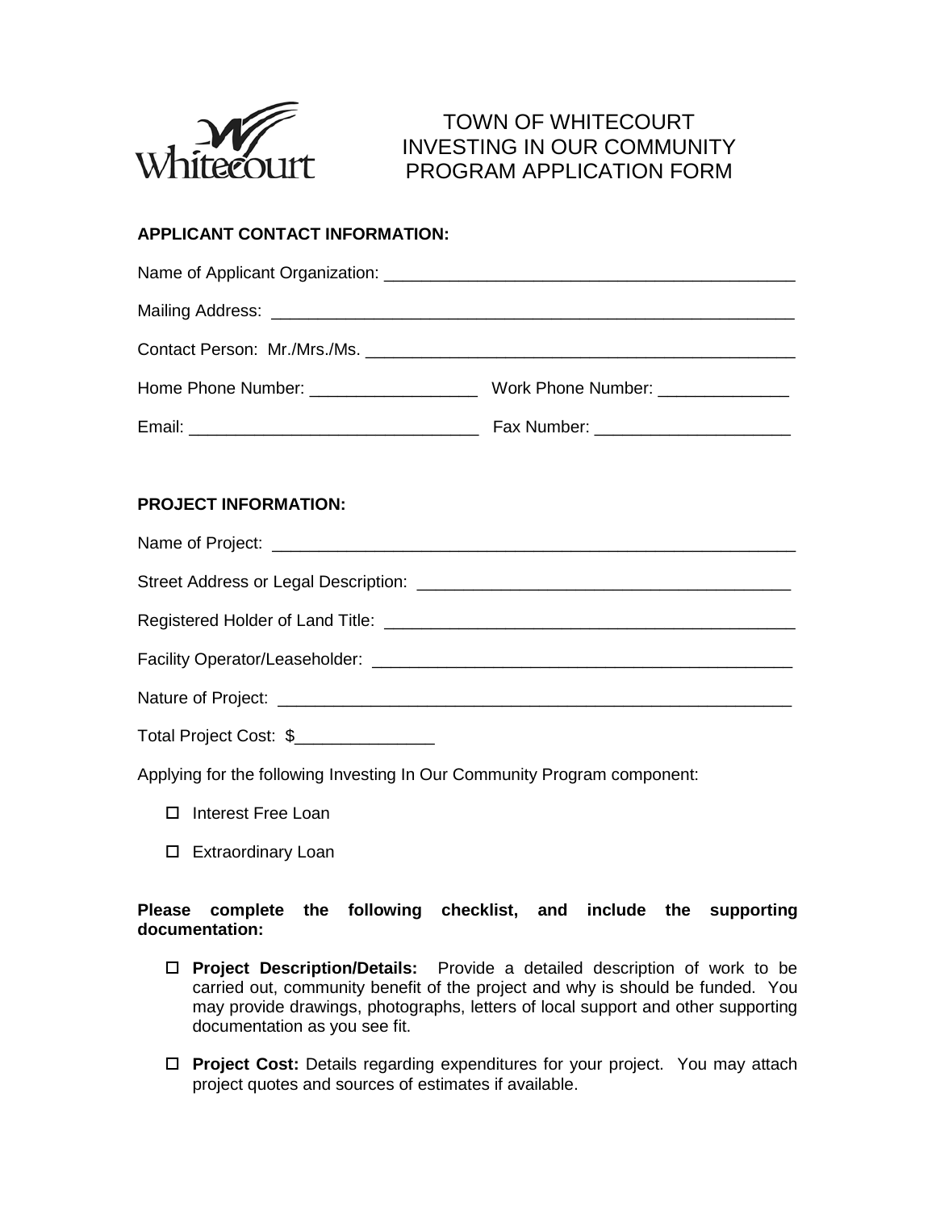# TOWN OF WHITECOURT
# INVESTING IN OUR COMMUNITY
# PROGRAM APPLICATION FORM

**APPLICANT CONTACT INFORMATION:**

Name of Applicant Organization: ___________________________________________

Mailing Address: ________________________________________________________

Contact Person: Mr./Mrs./Ms. _____________________________________________

Home Phone Number: _________________ Work Phone Number: ______________

Email: ______________________________ Fax Number: ____________________

**PROJECT INFORMATION:**

Name of Project: ________________________________________________________

Street Address or Legal Description: _______________________________________

Registered Holder of Land Title: ___________________________________________

Facility Operator/Leaseholder: ____________________________________________

Nature of Project: _______________________________________________________

Total Project Cost: $______________

Applying for the following Investing In Our Community Program component:

- ☐ Interest Free Loan
- ☐ Extraordinary Loan

**Please complete the following checklist, and include the supporting documentation:**

- ☐ **Project Description/Details:** Provide a detailed description of work to be carried out, community benefit of the project and why is should be funded. You may provide drawings, photographs, letters of local support and other supporting documentation as you see fit.
- ☐ **Project Cost:** Details regarding expenditures for your project. You may attach project quotes and sources of estimates if available.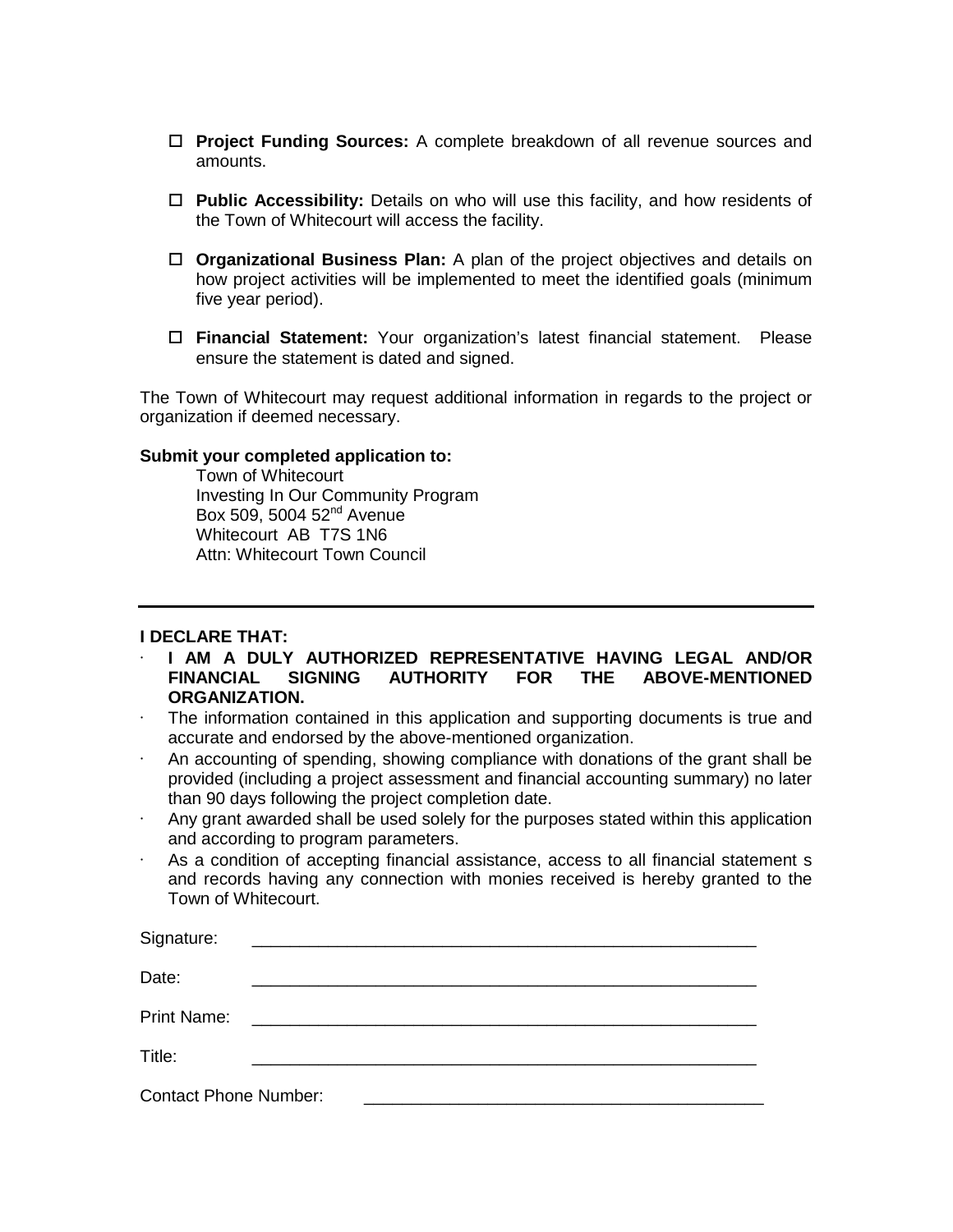- ☐ **Project Funding Sources:** A complete breakdown of all revenue sources and amounts.

- ☐ **Public Accessibility:** Details on who will use this facility, and how residents of the Town of Whitecourt will access the facility.

- ☐ **Organizational Business Plan:** A plan of the project objectives and details on how project activities will be implemented to meet the identified goals (minimum five year period).

- ☐ **Financial Statement:** Your organization's latest financial statement. Please ensure the statement is dated and signed.

The Town of Whitecourt may request additional information in regards to the project or organization if deemed necessary.

**Submit your completed application to:**

Town of Whitecourt
Investing In Our Community Program
Box 509, 5004 52nd Avenue
Whitecourt AB T7S 1N6
Attn: Whitecourt Town Council

---

**I DECLARE THAT:**

- **I AM A DULY AUTHORIZED REPRESENTATIVE HAVING LEGAL AND/OR FINANCIAL SIGNING AUTHORITY FOR THE ABOVE-MENTIONED ORGANIZATION.**
- The information contained in this application and supporting documents is true and accurate and endorsed by the above-mentioned organization.
- An accounting of spending, showing compliance with donations of the grant shall be provided (including a project assessment and financial accounting summary) no later than 90 days following the project completion date.
- Any grant awarded shall be used solely for the purposes stated within this application and according to program parameters.
- As a condition of accepting financial assistance, access to all financial statement s and records having any connection with monies received is hereby granted to the Town of Whitecourt.

Signature: _______________________________________________________

Date: _______________________________________________________

Print Name: _______________________________________________________

Title: _______________________________________________________

Contact Phone Number: ___________________________________________